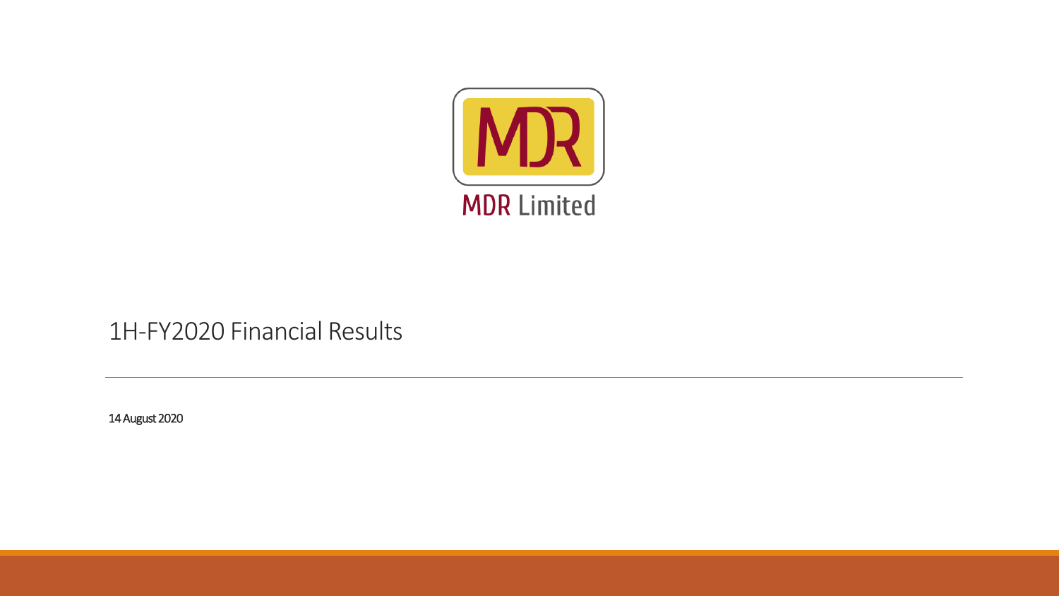MDR Limited

# 1H-FY2020 Financial Results

14 August 2020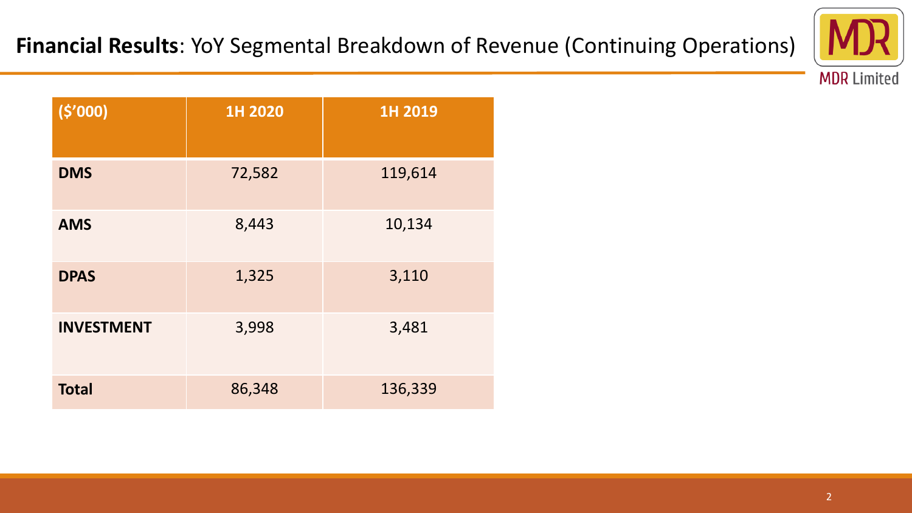## **Financial Results**: YoY Segmental Breakdown of Revenue (Continuing Operations)

| ($'000) | 1H 2020 | 1H 2019 |
|---|---|---|
| **DMS** | 72,582 | 119,614 |
| **AMS** | 8,443 | 10,134 |
| **DPAS** | 1,325 | 3,110 |
| **INVESTMENT** | 3,998 | 3,481 |
| **Total** | 86,348 | 136,339 |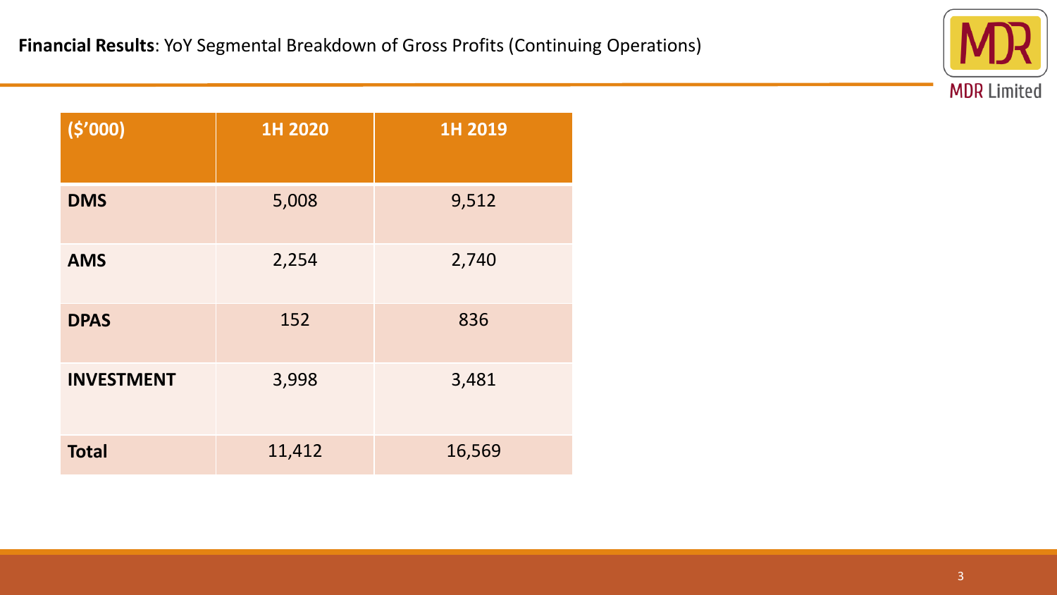**Financial Results**: YoY Segmental Breakdown of Gross Profits (Continuing Operations)

| ($'000) | 1H 2020 | 1H 2019 |
|---|---|---|
| **DMS** | 5,008 | 9,512 |
| **AMS** | 2,254 | 2,740 |
| **DPAS** | 152 | 836 |
| **INVESTMENT** | 3,998 | 3,481 |
| **Total** | 11,412 | 16,569 |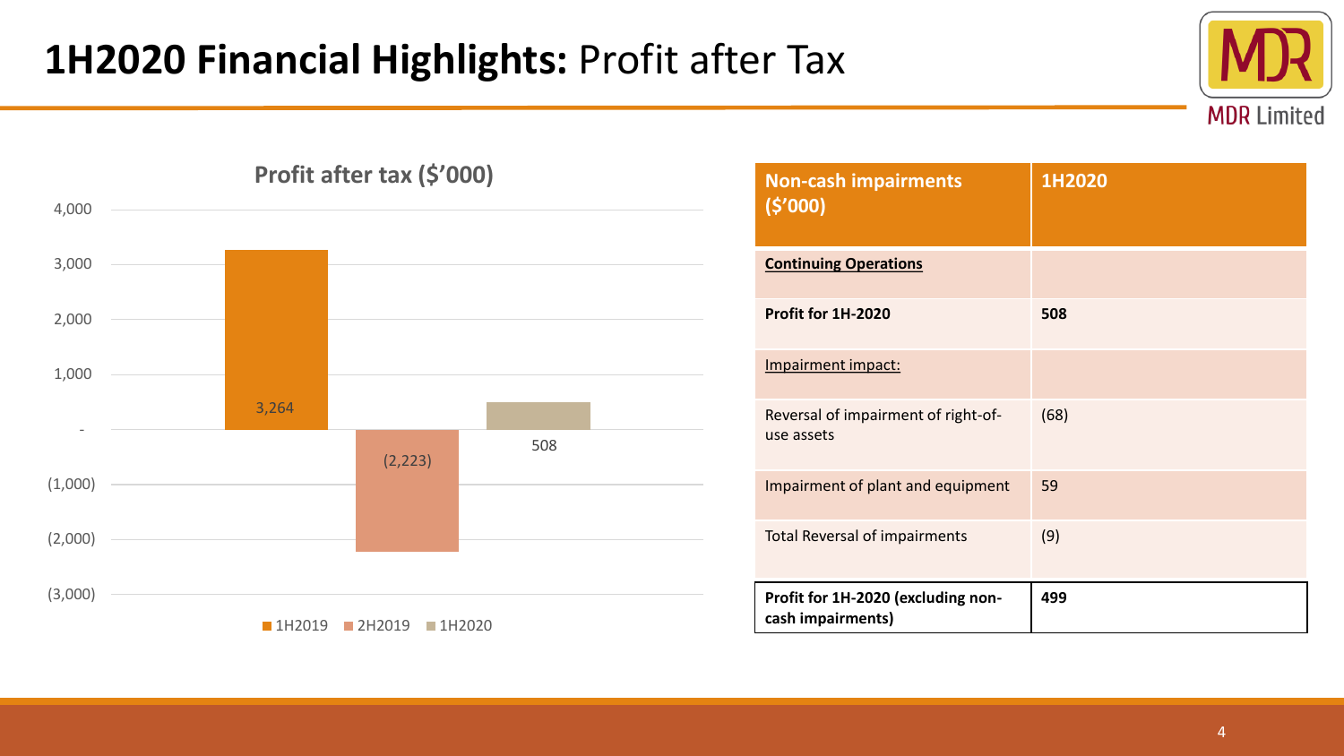# 1H2020 Financial Highlights: Profit after Tax

**Profit after tax ($'000)**

| Period | Profit after tax ($'000) |
|---|---|
| 1H2019 | 3,264 |
| 2H2019 | (2,223) |
| 1H2020 | 508 |

| Non-cash impairments ($'000) | 1H2020 |
|---|---|
| **Continuing Operations** | |
| **Profit for 1H-2020** | **508** |
| Impairment impact: | |
| Reversal of impairment of right-of-use assets | (68) |
| Impairment of plant and equipment | 59 |
| Total Reversal of impairments | (9) |
| **Profit for 1H-2020 (excluding non-cash impairments)** | **499** |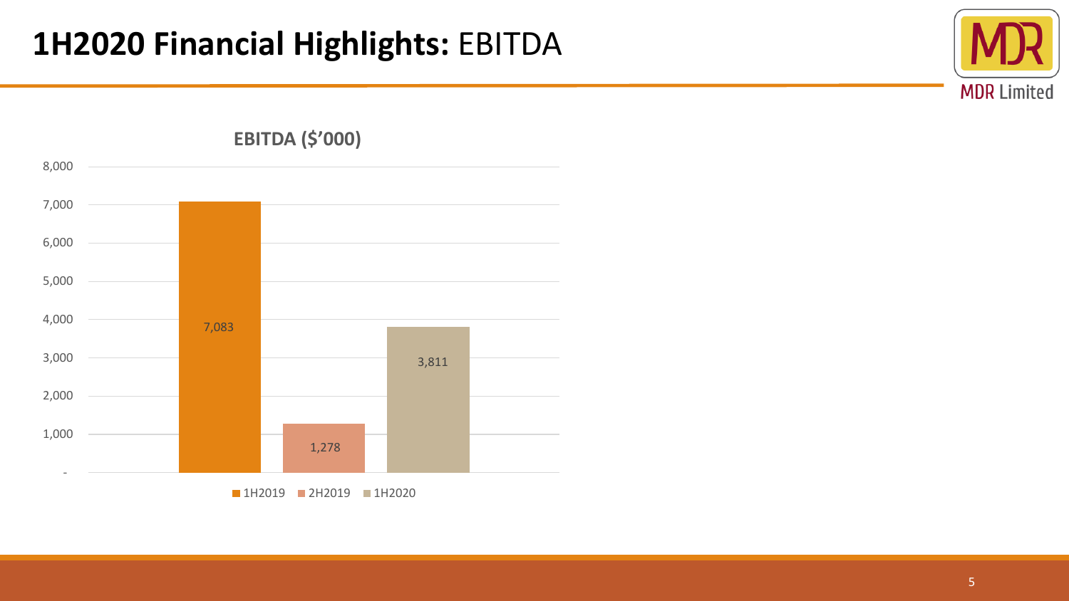# **1H2020 Financial Highlights:** EBITDA

**EBITDA ($'000)**

| Period | EBITDA ($'000) |
|---|---|
| 1H2019 | 7,083 |
| 2H2019 | 1,278 |
| 1H2020 | 3,811 |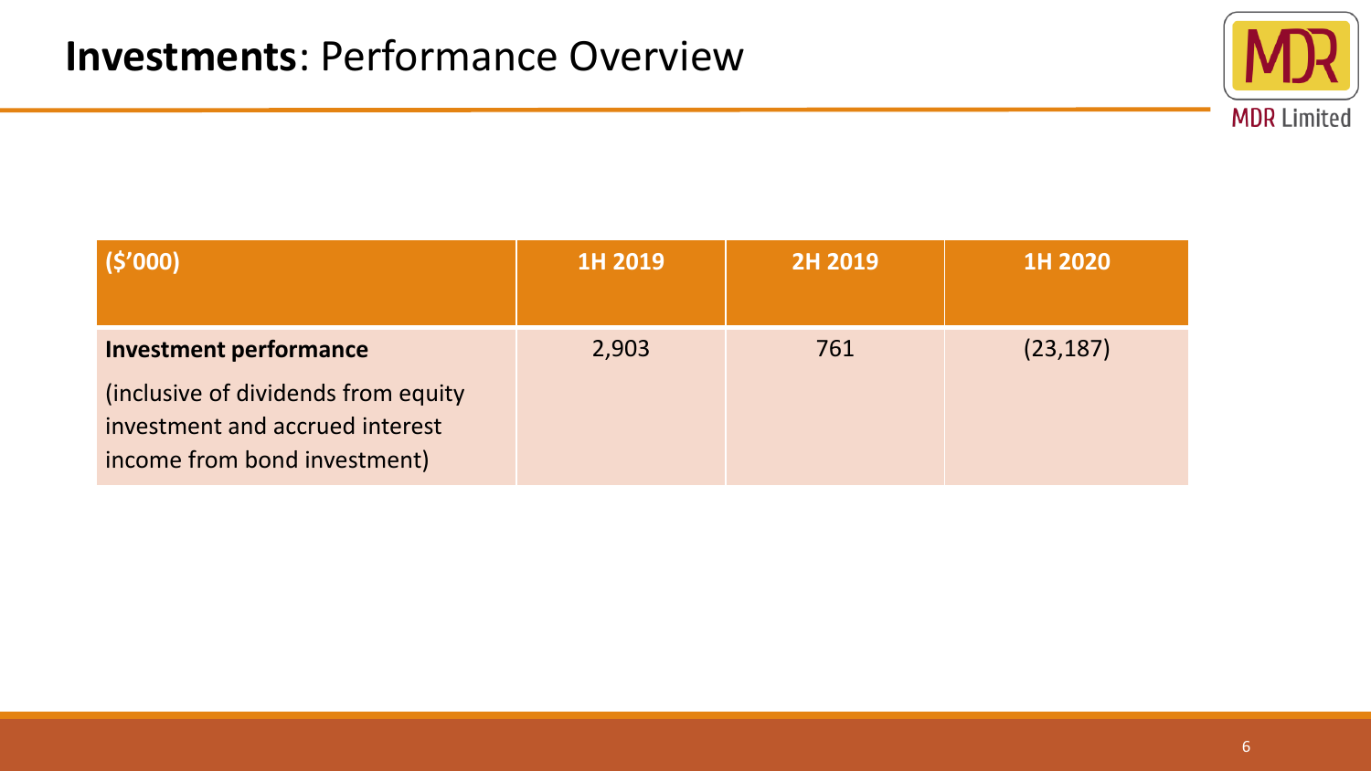# **Investments**: Performance Overview

| ($'000) | 1H 2019 | 2H 2019 | 1H 2020 |
| --- | --- | --- | --- |
| **Investment performance** (inclusive of dividends from equity investment and accrued interest income from bond investment) | 2,903 | 761 | (23,187) |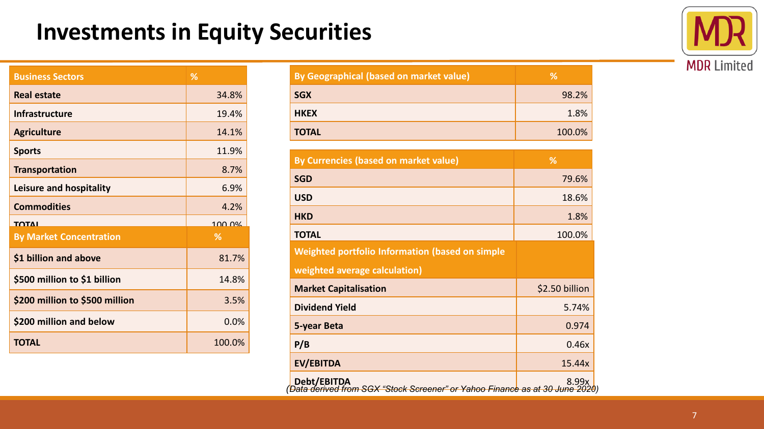# Investments in Equity Securities

| Business Sectors | % |
|---|---|
| Real estate | 34.8% |
| Infrastructure | 19.4% |
| Agriculture | 14.1% |
| Sports | 11.9% |
| Transportation | 8.7% |
| Leisure and hospitality | 6.9% |
| Commodities | 4.2% |
| TOTAL | 100.0% |

| By Market Concentration | % |
|---|---|
| $1 billion and above | 81.7% |
| $500 million to $1 billion | 14.8% |
| $200 million to $500 million | 3.5% |
| $200 million and below | 0.0% |
| TOTAL | 100.0% |

| By Geographical (based on market value) | % |
|---|---|
| SGX | 98.2% |
| HKEX | 1.8% |
| TOTAL | 100.0% |

| By Currencies (based on market value) | % |
|---|---|
| SGD | 79.6% |
| USD | 18.6% |
| HKD | 1.8% |
| TOTAL | 100.0% |

| Weighted portfolio Information (based on simple weighted average calculation) | |
|---|---|
| Market Capitalisation | $2.50 billion |
| Dividend Yield | 5.74% |
| 5-year Beta | 0.974 |
| P/B | 0.46x |
| EV/EBITDA | 15.44x |
| Debt/EBITDA | 8.99x |

*(Data derived from SGX "Stock Screener" or Yahoo Finance as at 30 June 2020)*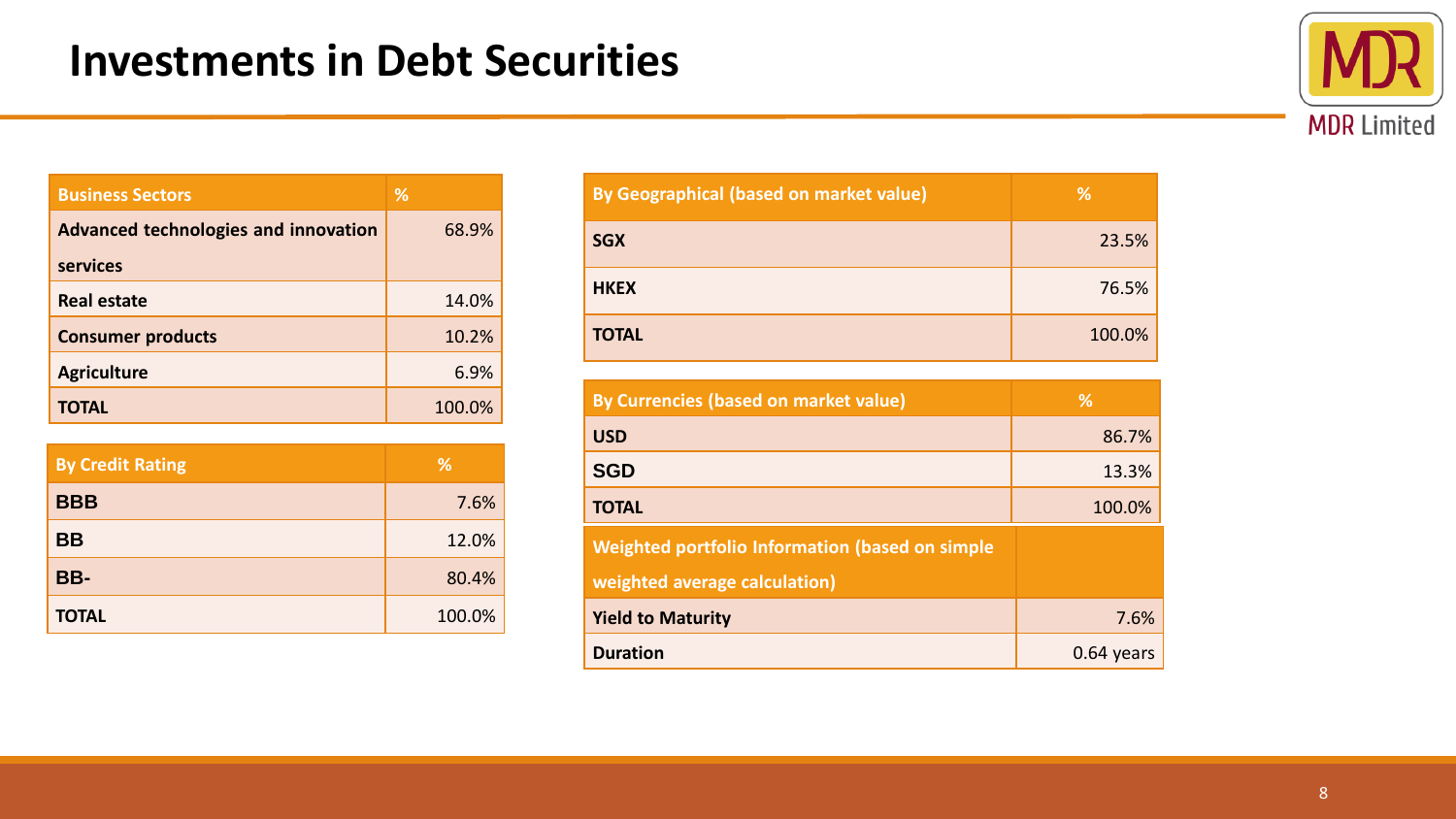# Investments in Debt Securities

| Business Sectors | % |
|---|---|
| Advanced technologies and innovation services | 68.9% |
| Real estate | 14.0% |
| Consumer products | 10.2% |
| Agriculture | 6.9% |
| TOTAL | 100.0% |

| By Credit Rating | % |
|---|---|
| BBB | 7.6% |
| BB | 12.0% |
| BB- | 80.4% |
| TOTAL | 100.0% |

| By Geographical (based on market value) | % |
|---|---|
| SGX | 23.5% |
| HKEX | 76.5% |
| TOTAL | 100.0% |

| By Currencies (based on market value) | % |
|---|---|
| USD | 86.7% |
| SGD | 13.3% |
| TOTAL | 100.0% |

| Weighted portfolio Information (based on simple weighted average calculation) | |
|---|---|
| Yield to Maturity | 7.6% |
| Duration | 0.64 years |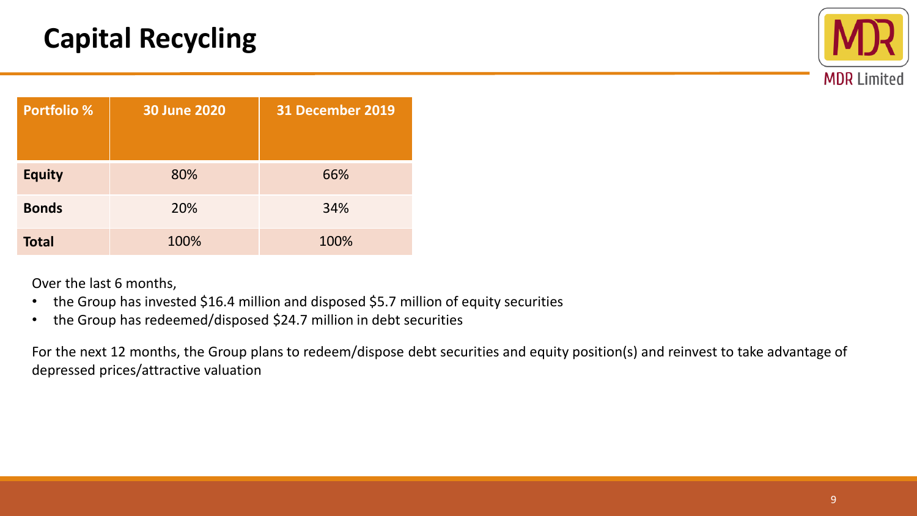# Capital Recycling

| Portfolio % | 30 June 2020 | 31 December 2019 |
| --- | --- | --- |
| **Equity** | 80% | 66% |
| **Bonds** | 20% | 34% |
| **Total** | 100% | 100% |

Over the last 6 months,

- the Group has invested $16.4 million and disposed $5.7 million of equity securities
- the Group has redeemed/disposed $24.7 million in debt securities

For the next 12 months, the Group plans to redeem/dispose debt securities and equity position(s) and reinvest to take advantage of depressed prices/attractive valuation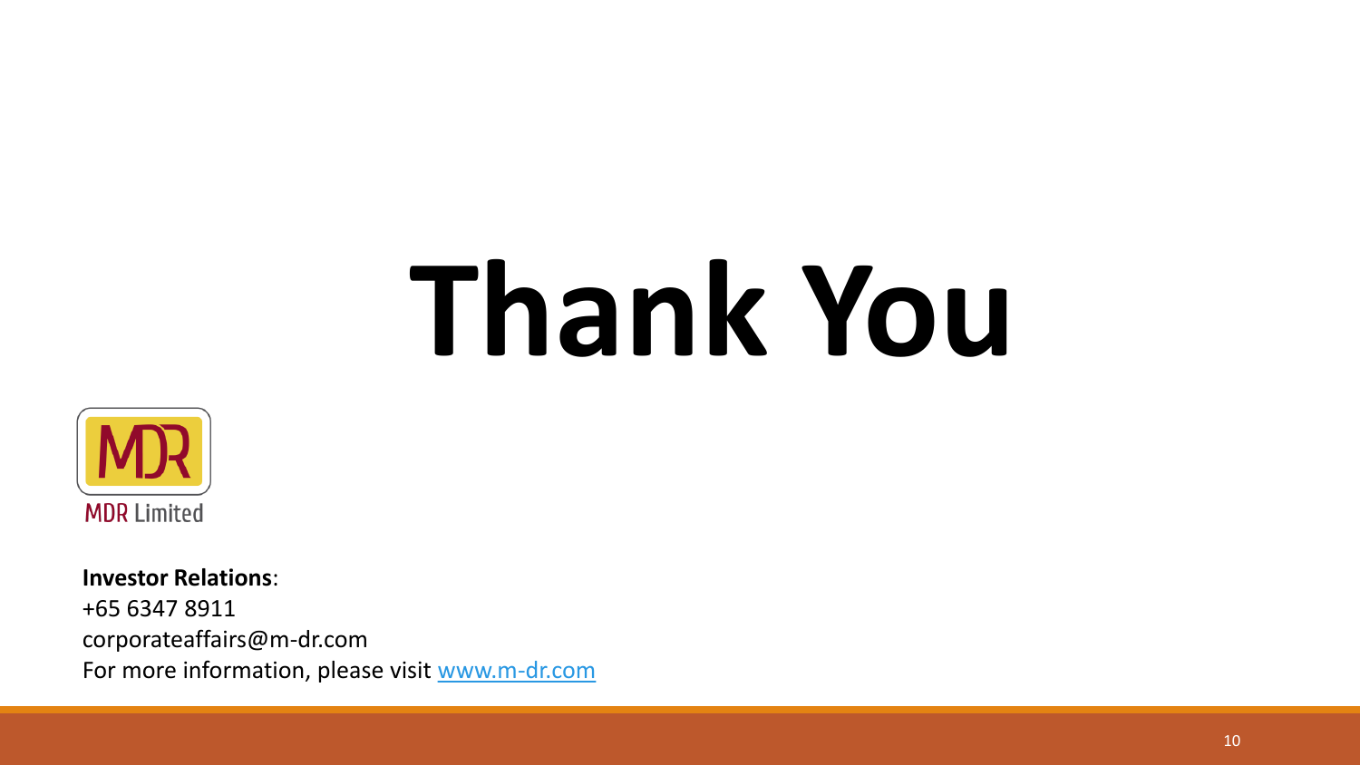# Thank You

MDR Limited

**Investor Relations**:
+65 6347 8911
corporateaffairs@m-dr.com
For more information, please visit www.m-dr.com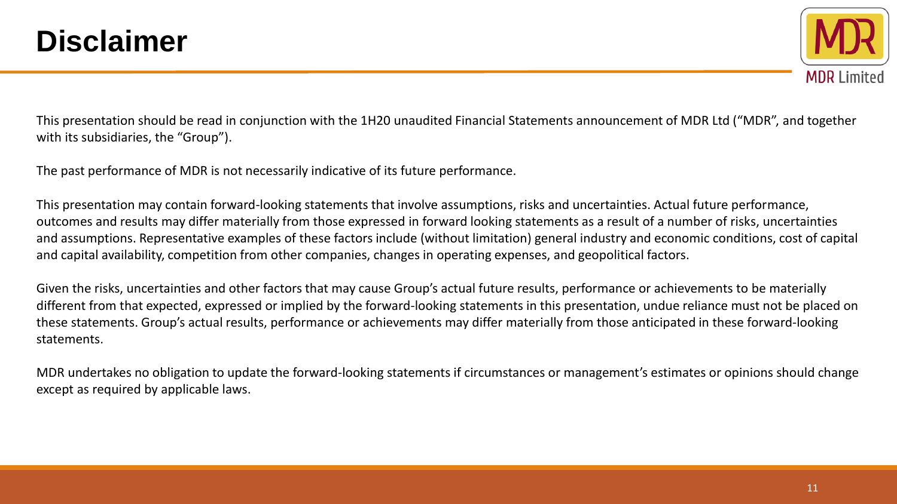# Disclaimer

This presentation should be read in conjunction with the 1H20 unaudited Financial Statements announcement of MDR Ltd ("MDR", and together with its subsidiaries, the "Group").

The past performance of MDR is not necessarily indicative of its future performance.

This presentation may contain forward-looking statements that involve assumptions, risks and uncertainties. Actual future performance, outcomes and results may differ materially from those expressed in forward looking statements as a result of a number of risks, uncertainties and assumptions. Representative examples of these factors include (without limitation) general industry and economic conditions, cost of capital and capital availability, competition from other companies, changes in operating expenses, and geopolitical factors.

Given the risks, uncertainties and other factors that may cause Group's actual future results, performance or achievements to be materially different from that expected, expressed or implied by the forward-looking statements in this presentation, undue reliance must not be placed on these statements. Group's actual results, performance or achievements may differ materially from those anticipated in these forward-looking statements.

MDR undertakes no obligation to update the forward-looking statements if circumstances or management's estimates or opinions should change except as required by applicable laws.